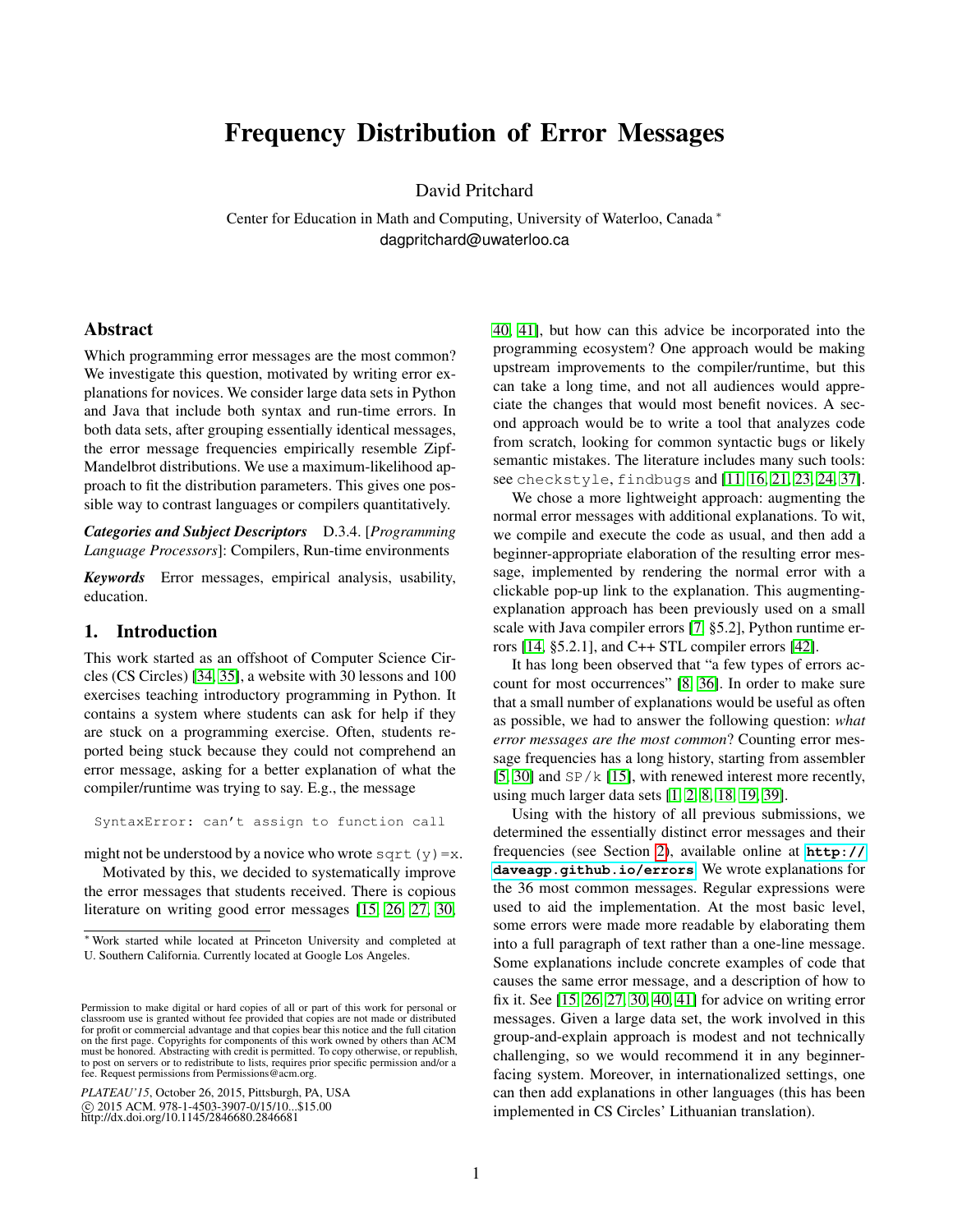# Frequency Distribution of Error Messages

David Pritchard

Center for Education in Math and Computing, University of Waterloo, Canada *
dagpritchard@uwaterloo.ca

## Abstract

Which programming error messages are the most common? We investigate this question, motivated by writing error explanations for novices. We consider large data sets in Python and Java that include both syntax and run-time errors. In both data sets, after grouping essentially identical messages, the error message frequencies empirically resemble Zipf-Mandelbrot distributions. We use a maximum-likelihood approach to fit the distribution parameters. This gives one possible way to contrast languages or compilers quantitatively.

***Categories and Subject Descriptors*** D.3.4. [*Programming Language Processors*]: Compilers, Run-time environments

***Keywords*** Error messages, empirical analysis, usability, education.

## 1. Introduction

This work started as an offshoot of Computer Science Circles (CS Circles) [34, 35], a website with 30 lessons and 100 exercises teaching introductory programming in Python. It contains a system where students can ask for help if they are stuck on a programming exercise. Often, students reported being stuck because they could not comprehend an error message, asking for a better explanation of what the compiler/runtime was trying to say. E.g., the message

```
SyntaxError: can't assign to function call
```

might not be understood by a novice who wrote `sqrt(y)=x`.

Motivated by this, we decided to systematically improve the error messages that students received. There is copious literature on writing good error messages [15, 26, 27, 30, 40, 41], but how can this advice be incorporated into the programming ecosystem? One approach would be making upstream improvements to the compiler/runtime, but this can take a long time, and not all audiences would appreciate the changes that would most benefit novices. A second approach would be to write a tool that analyzes code from scratch, looking for common syntactic bugs or likely semantic mistakes. The literature includes many such tools: see `checkstyle`, `findbugs` and [11, 16, 21, 23, 24, 37].

We chose a more lightweight approach: augmenting the normal error messages with additional explanations. To wit, we compile and execute the code as usual, and then add a beginner-appropriate elaboration of the resulting error message, implemented by rendering the normal error with a clickable pop-up link to the explanation. This augmenting-explanation approach has been previously used on a small scale with Java compiler errors [7, §5.2], Python runtime errors [14, §5.2.1], and C++ STL compiler errors [42].

It has long been observed that "a few types of errors account for most occurrences" [8, 36]. In order to make sure that a small number of explanations would be useful as often as possible, we had to answer the following question: *what error messages are the most common*? Counting error message frequencies has a long history, starting from assembler [5, 30] and `SP/k` [15], with renewed interest more recently, using much larger data sets [1, 2, 8, 18, 19, 39].

Using with the history of all previous submissions, we determined the essentially distinct error messages and their frequencies (see Section 2), available online at **`http://daveagp.github.io/errors`**. We wrote explanations for the 36 most common messages. Regular expressions were used to aid the implementation. At the most basic level, some errors were made more readable by elaborating them into a full paragraph of text rather than a one-line message. Some explanations include concrete examples of code that causes the same error message, and a description of how to fix it. See [15, 26, 27, 30, 40, 41] for advice on writing error messages. Given a large data set, the work involved in this group-and-explain approach is modest and not technically challenging, so we would recommend it in any beginner-facing system. Moreover, in internationalized settings, one can then add explanations in other languages (this has been implemented in CS Circles' Lithuanian translation).

---

* Work started while located at Princeton University and completed at U. Southern California. Currently located at Google Los Angeles.

Permission to make digital or hard copies of all or part of this work for personal or classroom use is granted without fee provided that copies are not made or distributed for profit or commercial advantage and that copies bear this notice and the full citation on the first page. Copyrights for components of this work owned by others than ACM must be honored. Abstracting with credit is permitted. To copy otherwise, or republish, to post on servers or to redistribute to lists, requires prior specific permission and/or a fee. Request permissions from Permissions@acm.org.

*PLATEAU'15*, October 26, 2015, Pittsburgh, PA, USA
© 2015 ACM. 978-1-4503-3907-0/15/10...$15.00
http://dx.doi.org/10.1145/2846680.2846681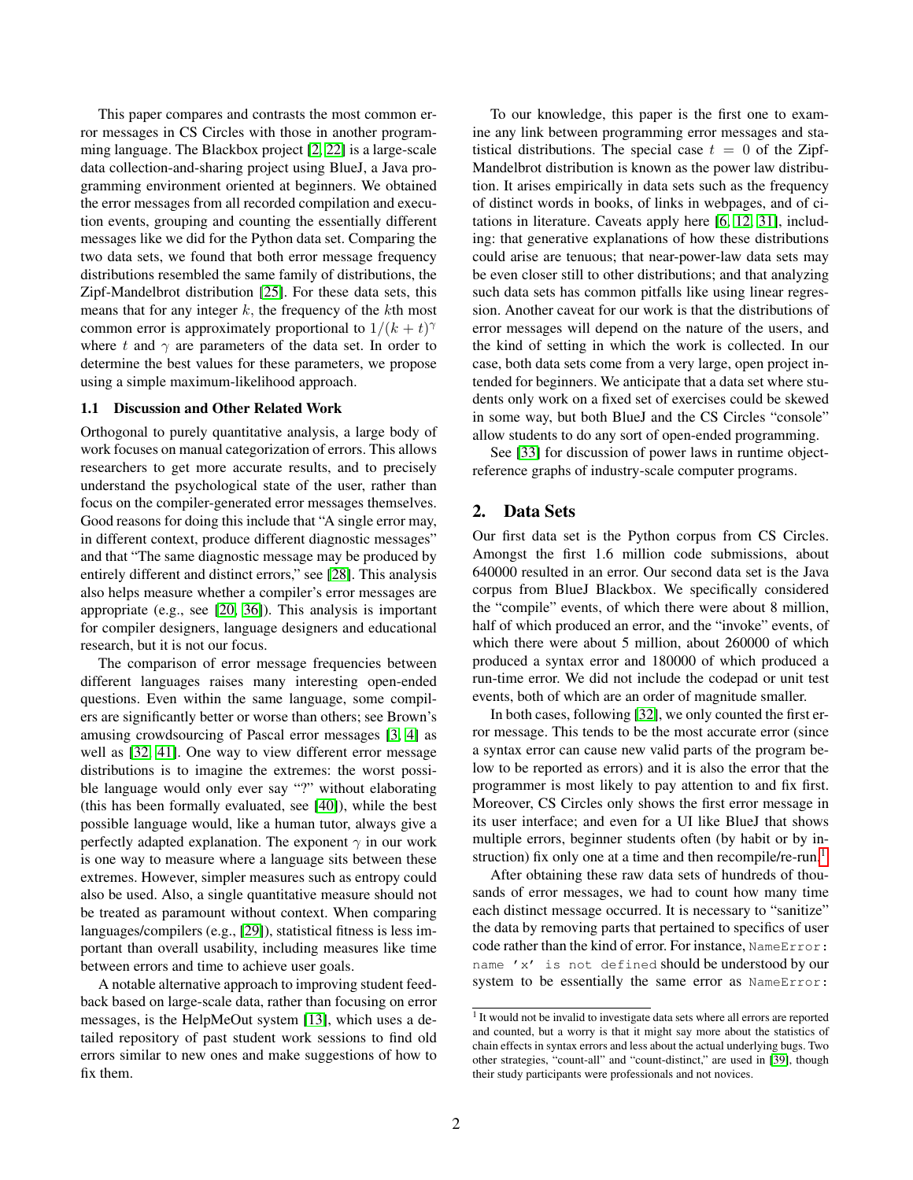This paper compares and contrasts the most common error messages in CS Circles with those in another programming language. The Blackbox project [2, 22] is a large-scale data collection-and-sharing project using BlueJ, a Java programming environment oriented at beginners. We obtained the error messages from all recorded compilation and execution events, grouping and counting the essentially different messages like we did for the Python data set. Comparing the two data sets, we found that both error message frequency distributions resembled the same family of distributions, the Zipf-Mandelbrot distribution [25]. For these data sets, this means that for any integer $k$, the frequency of the $k$th most common error is approximately proportional to $1/(k+t)^{\gamma}$ where $t$ and $\gamma$ are parameters of the data set. In order to determine the best values for these parameters, we propose using a simple maximum-likelihood approach.

### 1.1 Discussion and Other Related Work

Orthogonal to purely quantitative analysis, a large body of work focuses on manual categorization of errors. This allows researchers to get more accurate results, and to precisely understand the psychological state of the user, rather than focus on the compiler-generated error messages themselves. Good reasons for doing this include that "A single error may, in different context, produce different diagnostic messages" and that "The same diagnostic message may be produced by entirely different and distinct errors," see [28]. This analysis also helps measure whether a compiler's error messages are appropriate (e.g., see [20, 36]). This analysis is important for compiler designers, language designers and educational research, but it is not our focus.

The comparison of error message frequencies between different languages raises many interesting open-ended questions. Even within the same language, some compilers are significantly better or worse than others; see Brown's amusing crowdsourcing of Pascal error messages [3, 4] as well as [32, 41]. One way to view different error message distributions is to imagine the extremes: the worst possible language would only ever say "?" without elaborating (this has been formally evaluated, see [40]), while the best possible language would, like a human tutor, always give a perfectly adapted explanation. The exponent $\gamma$ in our work is one way to measure where a language sits between these extremes. However, simpler measures such as entropy could also be used. Also, a single quantitative measure should not be treated as paramount without context. When comparing languages/compilers (e.g., [29]), statistical fitness is less important than overall usability, including measures like time between errors and time to achieve user goals.

A notable alternative approach to improving student feedback based on large-scale data, rather than focusing on error messages, is the HelpMeOut system [13], which uses a detailed repository of past student work sessions to find old errors similar to new ones and make suggestions of how to fix them.

To our knowledge, this paper is the first one to examine any link between programming error messages and statistical distributions. The special case $t = 0$ of the Zipf-Mandelbrot distribution is known as the power law distribution. It arises empirically in data sets such as the frequency of distinct words in books, of links in webpages, and of citations in literature. Caveats apply here [6, 12, 31], including: that generative explanations of how these distributions could arise are tenuous; that near-power-law data sets may be even closer still to other distributions; and that analyzing such data sets has common pitfalls like using linear regression. Another caveat for our work is that the distributions of error messages will depend on the nature of the users, and the kind of setting in which the work is collected. In our case, both data sets come from a very large, open project intended for beginners. We anticipate that a data set where students only work on a fixed set of exercises could be skewed in some way, but both BlueJ and the CS Circles "console" allow students to do any sort of open-ended programming.

See [33] for discussion of power laws in runtime object-reference graphs of industry-scale computer programs.

## 2. Data Sets

Our first data set is the Python corpus from CS Circles. Amongst the first 1.6 million code submissions, about 640000 resulted in an error. Our second data set is the Java corpus from BlueJ Blackbox. We specifically considered the "compile" events, of which there were about 8 million, half of which produced an error, and the "invoke" events, of which there were about 5 million, about 260000 of which produced a syntax error and 180000 of which produced a run-time error. We did not include the codepad or unit test events, both of which are an order of magnitude smaller.

In both cases, following [32], we only counted the first error message. This tends to be the most accurate error (since a syntax error can cause new valid parts of the program below to be reported as errors) and it is also the error that the programmer is most likely to pay attention to and fix first. Moreover, CS Circles only shows the first error message in its user interface; and even for a UI like BlueJ that shows multiple errors, beginner students often (by habit or by instruction) fix only one at a time and then recompile/re-run.[1]

After obtaining these raw data sets of hundreds of thousands of error messages, we had to count how many time each distinct message occurred. It is necessary to "sanitize" the data by removing parts that pertained to specifics of user code rather than the kind of error. For instance, `NameError: name 'x' is not defined` should be understood by our system to be essentially the same error as `NameError:`

[1] It would not be invalid to investigate data sets where all errors are reported and counted, but a worry is that it might say more about the statistics of chain effects in syntax errors and less about the actual underlying bugs. Two other strategies, "count-all" and "count-distinct," are used in [39], though their study participants were professionals and not novices.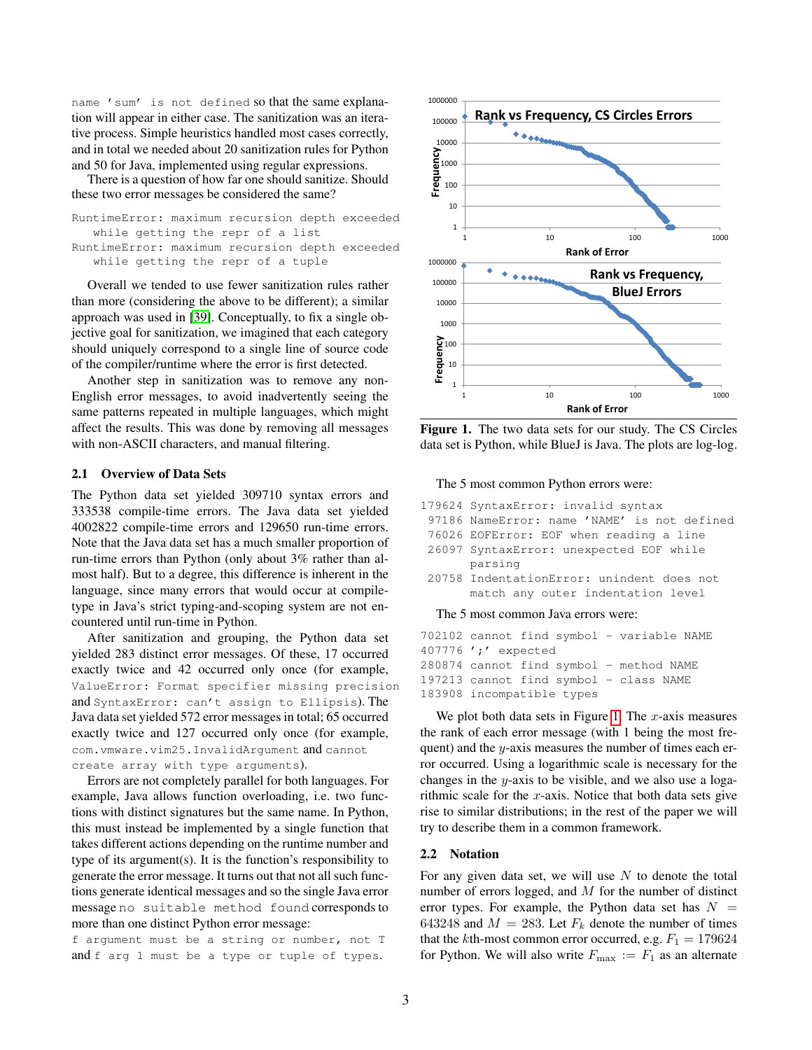name 'sum' is not defined so that the same explanation will appear in either case. The sanitization was an iterative process. Simple heuristics handled most cases correctly, and in total we needed about 20 sanitization rules for Python and 50 for Java, implemented using regular expressions.

There is a question of how far one should sanitize. Should these two error messages be considered the same?

```
RuntimeError: maximum recursion depth exceeded
   while getting the repr of a list
RuntimeError: maximum recursion depth exceeded
   while getting the repr of a tuple
```

Overall we tended to use fewer sanitization rules rather than more (considering the above to be different); a similar approach was used in [39]. Conceptually, to fix a single objective goal for sanitization, we imagined that each category should uniquely correspond to a single line of source code of the compiler/runtime where the error is first detected.

Another step in sanitization was to remove any non-English error messages, to avoid inadvertently seeing the same patterns repeated in multiple languages, which might affect the results. This was done by removing all messages with non-ASCII characters, and manual filtering.

### 2.1 Overview of Data Sets

The Python data set yielded 309710 syntax errors and 333538 compile-time errors. The Java data set yielded 4002822 compile-time errors and 129650 run-time errors. Note that the Java data set has a much smaller proportion of run-time errors than Python (only about 3% rather than almost half). But to a degree, this difference is inherent in the language, since many errors that would occur at compile-type in Java's strict typing-and-scoping system are not encountered until run-time in Python.

After sanitization and grouping, the Python data set yielded 283 distinct error messages. Of these, 17 occurred exactly twice and 42 occurred only once (for example, `ValueError: Format specifier missing precision` and `SyntaxError: can't assign to Ellipsis`). The Java data set yielded 572 error messages in total; 65 occurred exactly twice and 127 occurred only once (for example, `com.vmware.vim25.InvalidArgument` and `cannot create array with type arguments`).

Errors are not completely parallel for both languages. For example, Java allows function overloading, i.e. two functions with distinct signatures but the same name. In Python, this must instead be implemented by a single function that takes different actions depending on the runtime number and type of its argument(s). It is the function's responsibility to generate the error message. It turns out that not all such functions generate identical messages and so the single Java error message `no suitable method found` corresponds to more than one distinct Python error message:
`f argument must be a string or number, not T` and `f arg 1 must be a type or tuple of types`.

**Figure 1.** The two data sets for our study. The CS Circles data set is Python, while BlueJ is Java. The plots are log-log.

The 5 most common Python errors were:

```
179624 SyntaxError: invalid syntax
 97186 NameError: name 'NAME' is not defined
 76026 EOFError: EOF when reading a line
 26097 SyntaxError: unexpected EOF while
       parsing
 20758 IndentationError: unindent does not
       match any outer indentation level
```

The 5 most common Java errors were:

```
702102 cannot find symbol - variable NAME
407776 ';' expected
280874 cannot find symbol - method NAME
197213 cannot find symbol - class NAME
183908 incompatible types
```

We plot both data sets in Figure 1. The $x$-axis measures the rank of each error message (with 1 being the most frequent) and the $y$-axis measures the number of times each error occurred. Using a logarithmic scale is necessary for the changes in the $y$-axis to be visible, and we also use a logarithmic scale for the $x$-axis. Notice that both data sets give rise to similar distributions; in the rest of the paper we will try to describe them in a common framework.

### 2.2 Notation

For any given data set, we will use $N$ to denote the total number of errors logged, and $M$ for the number of distinct error types. For example, the Python data set has $N = 643248$ and $M = 283$. Let $F_k$ denote the number of times that the $k$th-most common error occurred, e.g. $F_1 = 179624$ for Python. We will also write $F_{\max} := F_1$ as an alternate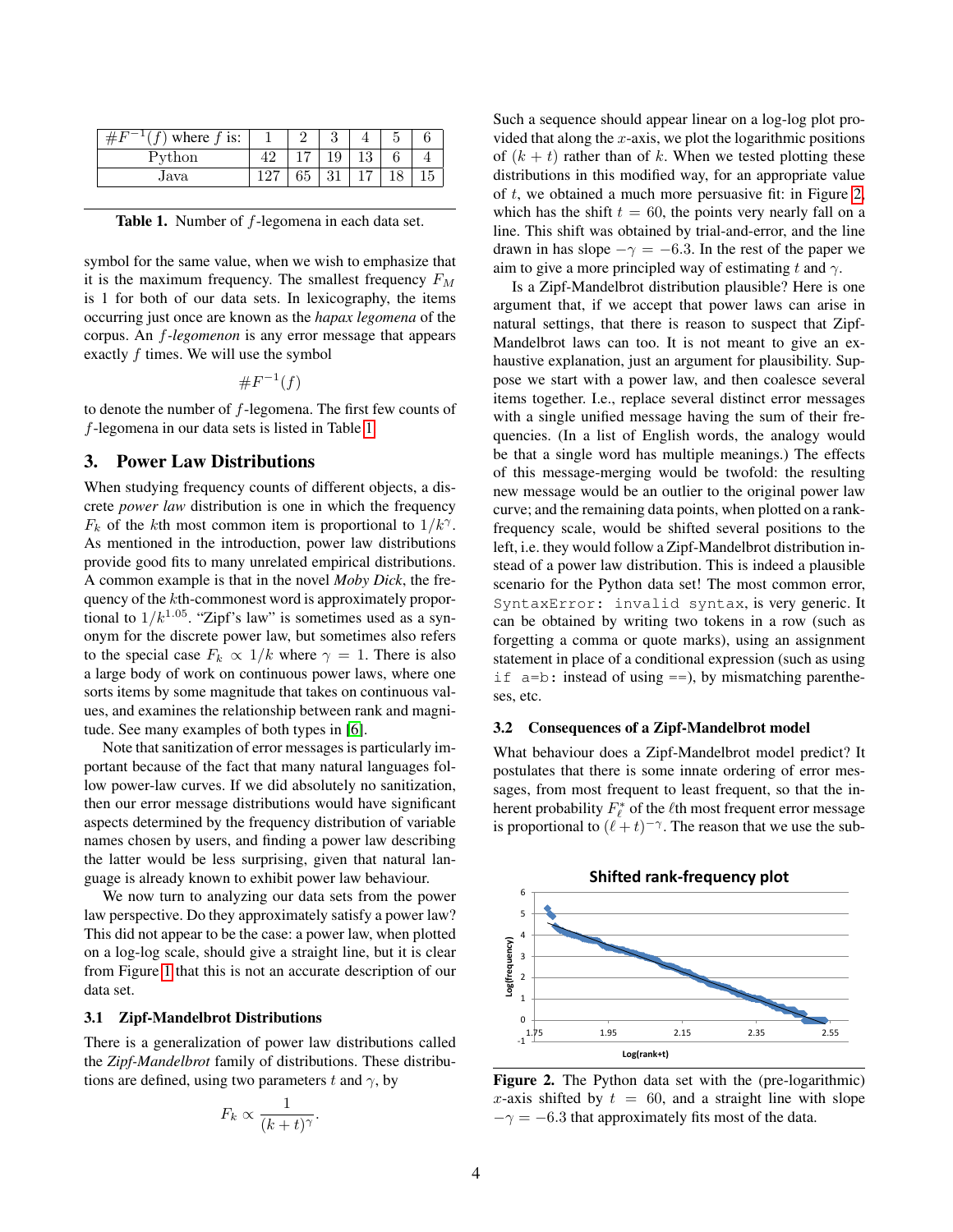| $\#F^{-1}(f)$ where $f$ is: | 1 | 2 | 3 | 4 | 5 | 6 |
|---|---|---|---|---|---|---|
| Python | 42 | 17 | 19 | 13 | 6 | 4 |
| Java | 127 | 65 | 31 | 17 | 18 | 15 |

**Table 1.** Number of $f$-legomena in each data set.

symbol for the same value, when we wish to emphasize that it is the maximum frequency. The smallest frequency $F_M$ is 1 for both of our data sets. In lexicography, the items occurring just once are known as the *hapax legomena* of the corpus. An $f$*-legomenon* is any error message that appears exactly $f$ times. We will use the symbol

$$\#F^{-1}(f)$$

to denote the number of $f$-legomena. The first few counts of $f$-legomena in our data sets is listed in Table 1.

## 3. Power Law Distributions

When studying frequency counts of different objects, a discrete *power law* distribution is one in which the frequency $F_k$ of the $k$th most common item is proportional to $1/k^{\gamma}$. As mentioned in the introduction, power law distributions provide good fits to many unrelated empirical distributions. A common example is that in the novel *Moby Dick*, the frequency of the $k$th-commonest word is approximately proportional to $1/k^{1.05}$. "Zipf's law" is sometimes used as a synonym for the discrete power law, but sometimes also refers to the special case $F_k \propto 1/k$ where $\gamma = 1$. There is also a large body of work on continuous power laws, where one sorts items by some magnitude that takes on continuous values, and examines the relationship between rank and magnitude. See many examples of both types in [6].

Note that sanitization of error messages is particularly important because of the fact that many natural languages follow power-law curves. If we did absolutely no sanitization, then our error message distributions would have significant aspects determined by the frequency distribution of variable names chosen by users, and finding a power law describing the latter would be less surprising, given that natural language is already known to exhibit power law behaviour.

We now turn to analyzing our data sets from the power law perspective. Do they approximately satisfy a power law? This did not appear to be the case: a power law, when plotted on a log-log scale, should give a straight line, but it is clear from Figure 1 that this is not an accurate description of our data set.

### 3.1 Zipf-Mandelbrot Distributions

There is a generalization of power law distributions called the *Zipf-Mandelbrot* family of distributions. These distributions are defined, using two parameters $t$ and $\gamma$, by

$$F_k \propto \frac{1}{(k+t)^{\gamma}}.$$

Such a sequence should appear linear on a log-log plot provided that along the $x$-axis, we plot the logarithmic positions of $(k + t)$ rather than of $k$. When we tested plotting these distributions in this modified way, for an appropriate value of $t$, we obtained a much more persuasive fit: in Figure 2, which has the shift $t = 60$, the points very nearly fall on a line. This shift was obtained by trial-and-error, and the line drawn in has slope $-\gamma = -6.3$. In the rest of the paper we aim to give a more principled way of estimating $t$ and $\gamma$.

Is a Zipf-Mandelbrot distribution plausible? Here is one argument that, if we accept that power laws can arise in natural settings, that there is reason to suspect that Zipf-Mandelbrot laws can too. It is not meant to give an exhaustive explanation, just an argument for plausibility. Suppose we start with a power law, and then coalesce several items together. I.e., replace several distinct error messages with a single unified message having the sum of their frequencies. (In a list of English words, the analogy would be that a single word has multiple meanings.) The effects of this message-merging would be twofold: the resulting new message would be an outlier to the original power law curve; and the remaining data points, when plotted on a rank-frequency scale, would be shifted several positions to the left, i.e. they would follow a Zipf-Mandelbrot distribution instead of a power law distribution. This is indeed a plausible scenario for the Python data set! The most common error, `SyntaxError: invalid syntax`, is very generic. It can be obtained by writing two tokens in a row (such as forgetting a comma or quote marks), using an assignment statement in place of a conditional expression (such as using `if a=b:` instead of using `==`), by mismatching parentheses, etc.

### 3.2 Consequences of a Zipf-Mandelbrot model

What behaviour does a Zipf-Mandelbrot model predict? It postulates that there is some innate ordering of error messages, from most frequent to least frequent, so that the inherent probability $F^*_\ell$ of the $\ell$th most frequent error message is proportional to $(\ell + t)^{-\gamma}$. The reason that we use the sub-

**Figure 2.** The Python data set with the (pre-logarithmic) $x$-axis shifted by $t = 60$, and a straight line with slope $-\gamma = -6.3$ that approximately fits most of the data.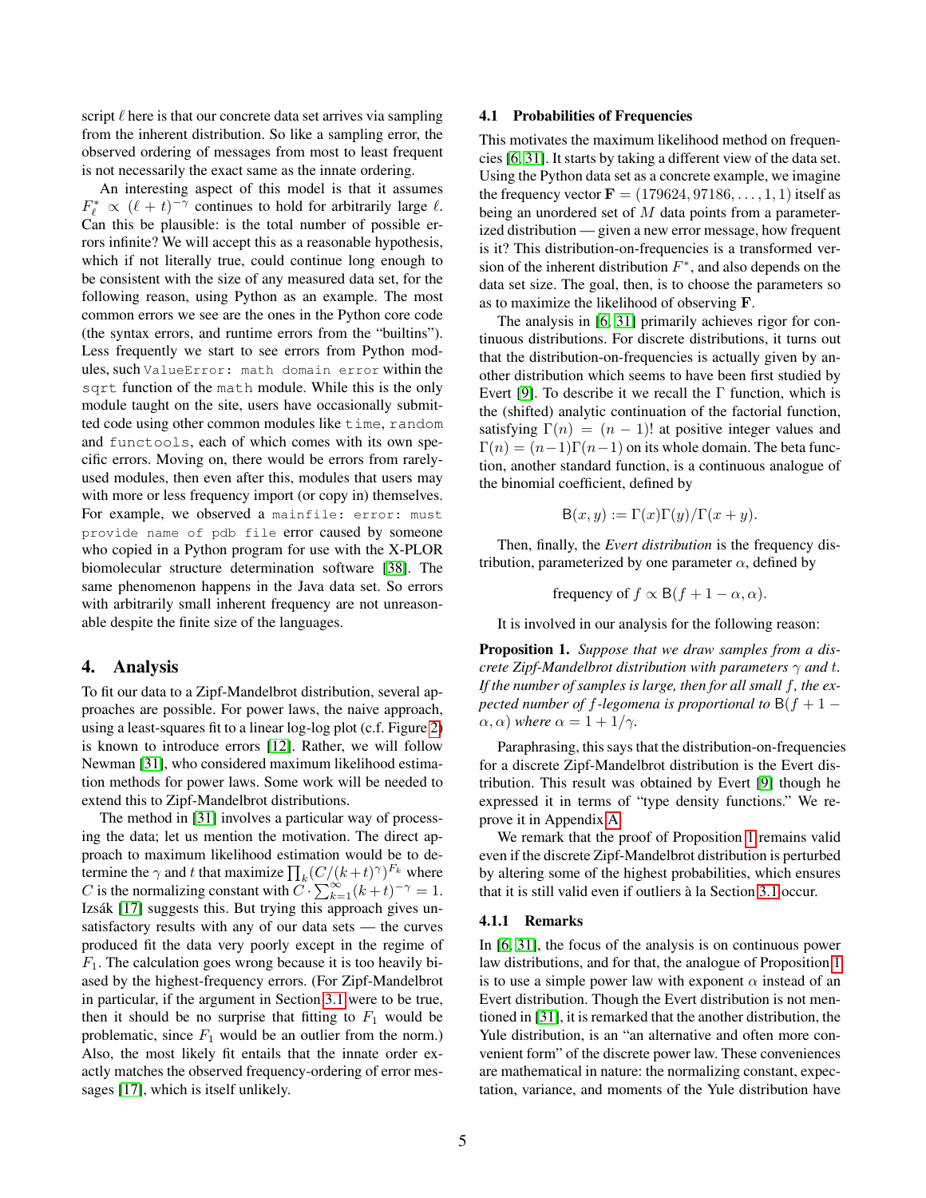script $\ell$ here is that our concrete data set arrives via sampling from the inherent distribution. So like a sampling error, the observed ordering of messages from most to least frequent is not necessarily the exact same as the innate ordering.

An interesting aspect of this model is that it assumes $F^*_\ell \propto (\ell + t)^{-\gamma}$ continues to hold for arbitrarily large $\ell$. Can this be plausible: is the total number of possible errors infinite? We will accept this as a reasonable hypothesis, which if not literally true, could continue long enough to be consistent with the size of any measured data set, for the following reason, using Python as an example. The most common errors we see are the ones in the Python core code (the syntax errors, and runtime errors from the "builtins"). Less frequently we start to see errors from Python modules, such `ValueError: math domain error` within the `sqrt` function of the `math` module. While this is the only module taught on the site, users have occasionally submitted code using other common modules like `time`, `random` and `functools`, each of which comes with its own specific errors. Moving on, there would be errors from rarely-used modules, then even after this, modules that users may with more or less frequency import (or copy in) themselves. For example, we observed a `mainfile: error: must provide name of pdb file` error caused by someone who copied in a Python program for use with the X-PLOR biomolecular structure determination software [38]. The same phenomenon happens in the Java data set. So errors with arbitrarily small inherent frequency are not unreasonable despite the finite size of the languages.

## 4. Analysis

To fit our data to a Zipf-Mandelbrot distribution, several approaches are possible. For power laws, the naive approach, using a least-squares fit to a linear log-log plot (c.f. Figure 2) is known to introduce errors [12]. Rather, we will follow Newman [31], who considered maximum likelihood estimation methods for power laws. Some work will be needed to extend this to Zipf-Mandelbrot distributions.

The method in [31] involves a particular way of processing the data; let us mention the motivation. The direct approach to maximum likelihood estimation would be to determine the $\gamma$ and $t$ that maximize $\prod_k (C/(k+t)^\gamma)^{F_k}$ where $C$ is the normalizing constant with $C \cdot \sum_{k=1}^{\infty}(k+t)^{-\gamma} = 1$. Izsák [17] suggests this. But trying this approach gives unsatisfactory results with any of our data sets — the curves produced fit the data very poorly except in the regime of $F_1$. The calculation goes wrong because it is too heavily biased by the highest-frequency errors. (For Zipf-Mandelbrot in particular, if the argument in Section 3.1 were to be true, then it should be no surprise that fitting to $F_1$ would be problematic, since $F_1$ would be an outlier from the norm.) Also, the most likely fit entails that the innate order exactly matches the observed frequency-ordering of error messages [17], which is itself unlikely.

### 4.1 Probabilities of Frequencies

This motivates the maximum likelihood method on frequencies [6, 31]. It starts by taking a different view of the data set. Using the Python data set as a concrete example, we imagine the frequency vector $\mathbf{F} = (179624, 97186, \ldots, 1, 1)$ itself as being an unordered set of $M$ data points from a parameterized distribution — given a new error message, how frequent is it? This distribution-on-frequencies is a transformed version of the inherent distribution $F^*$, and also depends on the data set size. The goal, then, is to choose the parameters so as to maximize the likelihood of observing $\mathbf{F}$.

The analysis in [6, 31] primarily achieves rigor for continuous distributions. For discrete distributions, it turns out that the distribution-on-frequencies is actually given by another distribution which seems to have been first studied by Evert [9]. To describe it we recall the $\Gamma$ function, which is the (shifted) analytic continuation of the factorial function, satisfying $\Gamma(n) = (n-1)!$ at positive integer values and $\Gamma(n) = (n-1)\Gamma(n-1)$ on its whole domain. The beta function, another standard function, is a continuous analogue of the binomial coefficient, defined by

$$\mathsf{B}(x, y) := \Gamma(x)\Gamma(y)/\Gamma(x + y).$$

Then, finally, the *Evert distribution* is the frequency distribution, parameterized by one parameter $\alpha$, defined by

$$\text{frequency of } f \propto \mathsf{B}(f + 1 - \alpha, \alpha).$$

It is involved in our analysis for the following reason:

**Proposition 1.** *Suppose that we draw samples from a discrete Zipf-Mandelbrot distribution with parameters $\gamma$ and $t$. If the number of samples is large, then for all small $f$, the expected number of $f$-legomena is proportional to $\mathsf{B}(f + 1 - \alpha, \alpha)$ where $\alpha = 1 + 1/\gamma$.*

Paraphrasing, this says that the distribution-on-frequencies for a discrete Zipf-Mandelbrot distribution is the Evert distribution. This result was obtained by Evert [9] though he expressed it in terms of "type density functions." We reprove it in Appendix A.

We remark that the proof of Proposition 1 remains valid even if the discrete Zipf-Mandelbrot distribution is perturbed by altering some of the highest probabilities, which ensures that it is still valid even if outliers à la Section 3.1 occur.

#### 4.1.1 Remarks

In [6, 31], the focus of the analysis is on continuous power law distributions, and for that, the analogue of Proposition 1 is to use a simple power law with exponent $\alpha$ instead of an Evert distribution. Though the Evert distribution is not mentioned in [31], it is remarked that the another distribution, the Yule distribution, is an "an alternative and often more convenient form" of the discrete power law. These conveniences are mathematical in nature: the normalizing constant, expectation, variance, and moments of the Yule distribution have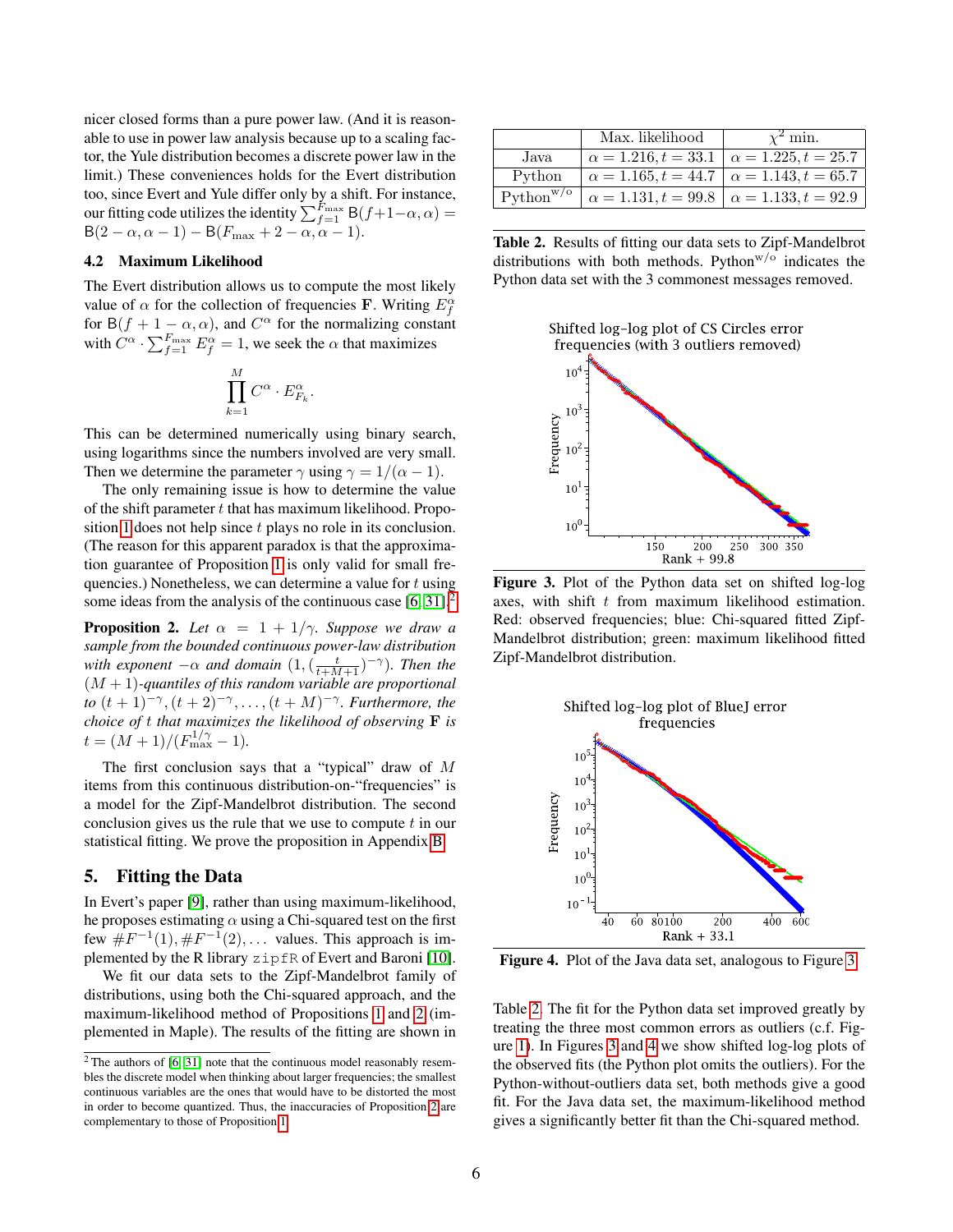nicer closed forms than a pure power law. (And it is reasonable to use in power law analysis because up to a scaling factor, the Yule distribution becomes a discrete power law in the limit.) These conveniences holds for the Evert distribution too, since Evert and Yule differ only by a shift. For instance, our fitting code utilizes the identity $\sum_{f=1}^{F_{\max}} \mathsf{B}(f+1-\alpha, \alpha) = \mathsf{B}(2-\alpha, \alpha-1) - \mathsf{B}(F_{\max}+2-\alpha, \alpha-1)$.

### 4.2 Maximum Likelihood

The Evert distribution allows us to compute the most likely value of $\alpha$ for the collection of frequencies $\mathbf{F}$. Writing $E_f^\alpha$ for $\mathsf{B}(f+1-\alpha, \alpha)$, and $C^\alpha$ for the normalizing constant with $C^\alpha \cdot \sum_{f=1}^{F_{\max}} E_f^\alpha = 1$, we seek the $\alpha$ that maximizes

$$\prod_{k=1}^{M} C^\alpha \cdot E_{F_k}^\alpha.$$

This can be determined numerically using binary search, using logarithms since the numbers involved are very small. Then we determine the parameter $\gamma$ using $\gamma = 1/(\alpha - 1)$.

The only remaining issue is how to determine the value of the shift parameter $t$ that has maximum likelihood. Proposition 1 does not help since $t$ plays no role in its conclusion. (The reason for this apparent paradox is that the approximation guarantee of Proposition 1 is only valid for small frequencies.) Nonetheless, we can determine a value for $t$ using some ideas from the analysis of the continuous case [6, 31].[2]

**Proposition 2.** *Let $\alpha = 1 + 1/\gamma$. Suppose we draw a sample from the bounded continuous power-law distribution with exponent $-\alpha$ and domain $(1, (\frac{t}{t+M+1})^{-\gamma})$. Then the $(M+1)$-quantiles of this random variable are proportional to $(t+1)^{-\gamma}, (t+2)^{-\gamma}, \ldots, (t+M)^{-\gamma}$. Furthermore, the choice of $t$ that maximizes the likelihood of observing $\mathbf{F}$ is $t = (M+1)/(F_{\max}^{1/\gamma} - 1)$.*

The first conclusion says that a "typical" draw of $M$ items from this continuous distribution-on-"frequencies" is a model for the Zipf-Mandelbrot distribution. The second conclusion gives us the rule that we use to compute $t$ in our statistical fitting. We prove the proposition in Appendix B.

## 5. Fitting the Data

In Evert's paper [9], rather than using maximum-likelihood, he proposes estimating $\alpha$ using a Chi-squared test on the first few $\#F^{-1}(1), \#F^{-1}(2), \ldots$ values. This approach is implemented by the R library `zipfR` of Evert and Baroni [10].

We fit our data sets to the Zipf-Mandelbrot family of distributions, using both the Chi-squared approach, and the maximum-likelihood method of Propositions 1 and 2 (implemented in Maple). The results of the fitting are shown in Table 2. The fit for the Python data set improved greatly by treating the three most common errors as outliers (c.f. Figure 1). In Figures 3 and 4 we show shifted log-log plots of the observed fits (the Python plot omits the outliers). For the Python-without-outliers data set, both methods give a good fit. For the Java data set, the maximum-likelihood method gives a significantly better fit than the Chi-squared method.

[2] The authors of [6, 31] note that the continuous model reasonably resembles the discrete model when thinking about larger frequencies; the smallest continuous variables are the ones that would have to be distorted the most in order to become quantized. Thus, the inaccuracies of Proposition 2 are complementary to those of Proposition 1.

| | Max. likelihood | $\chi^2$ min. |
|---|---|---|
| Java | $\alpha = 1.216, t = 33.1$ | $\alpha = 1.225, t = 25.7$ |
| Python | $\alpha = 1.165, t = 44.7$ | $\alpha = 1.143, t = 65.7$ |
| Python$^{\mathrm{w/o}}$ | $\alpha = 1.131, t = 99.8$ | $\alpha = 1.133, t = 92.9$ |

**Table 2.** Results of fitting our data sets to Zipf-Mandelbrot distributions with both methods. Python$^{\mathrm{w/o}}$ indicates the Python data set with the 3 commonest messages removed.

**Figure 3.** Plot of the Python data set on shifted log-log axes, with shift $t$ from maximum likelihood estimation. Red: observed frequencies; blue: Chi-squared fitted Zipf-Mandelbrot distribution; green: maximum likelihood fitted Zipf-Mandelbrot distribution.

**Figure 4.** Plot of the Java data set, analogous to Figure 3.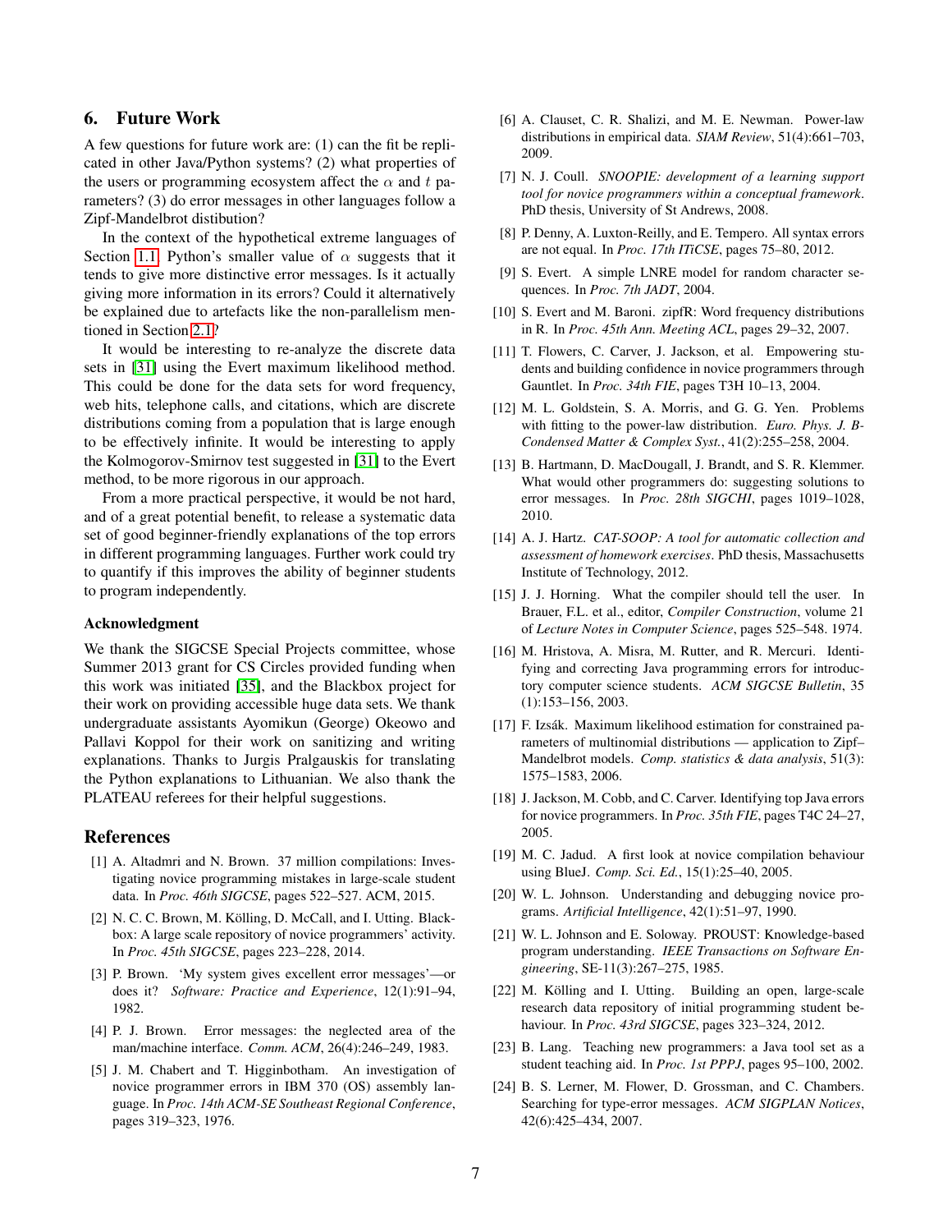## 6. Future Work

A few questions for future work are: (1) can the fit be replicated in other Java/Python systems? (2) what properties of the users or programming ecosystem affect the $\alpha$ and $t$ parameters? (3) do error messages in other languages follow a Zipf-Mandelbrot distibution?

In the context of the hypothetical extreme languages of Section 1.1, Python's smaller value of $\alpha$ suggests that it tends to give more distinctive error messages. Is it actually giving more information in its errors? Could it alternatively be explained due to artefacts like the non-parallelism mentioned in Section 2.1?

It would be interesting to re-analyze the discrete data sets in [31] using the Evert maximum likelihood method. This could be done for the data sets for word frequency, web hits, telephone calls, and citations, which are discrete distributions coming from a population that is large enough to be effectively infinite. It would be interesting to apply the Kolmogorov-Smirnov test suggested in [31] to the Evert method, to be more rigorous in our approach.

From a more practical perspective, it would be not hard, and of a great potential benefit, to release a systematic data set of good beginner-friendly explanations of the top errors in different programming languages. Further work could try to quantify if this improves the ability of beginner students to program independently.

### Acknowledgment

We thank the SIGCSE Special Projects committee, whose Summer 2013 grant for CS Circles provided funding when this work was initiated [35], and the Blackbox project for their work on providing accessible huge data sets. We thank undergraduate assistants Ayomikun (George) Okeowo and Pallavi Koppol for their work on sanitizing and writing explanations. Thanks to Jurgis Pralgauskis for translating the Python explanations to Lithuanian. We also thank the PLATEAU referees for their helpful suggestions.

## References

[1] A. Altadmri and N. Brown. 37 million compilations: Investigating novice programming mistakes in large-scale student data. In *Proc. 46th SIGCSE*, pages 522–527. ACM, 2015.

[2] N. C. C. Brown, M. Kölling, D. McCall, and I. Utting. Blackbox: A large scale repository of novice programmers' activity. In *Proc. 45th SIGCSE*, pages 223–228, 2014.

[3] P. Brown. 'My system gives excellent error messages'—or does it? *Software: Practice and Experience*, 12(1):91–94, 1982.

[4] P. J. Brown. Error messages: the neglected area of the man/machine interface. *Comm. ACM*, 26(4):246–249, 1983.

[5] J. M. Chabert and T. Higginbotham. An investigation of novice programmer errors in IBM 370 (OS) assembly language. In *Proc. 14th ACM-SE Southeast Regional Conference*, pages 319–323, 1976.

[6] A. Clauset, C. R. Shalizi, and M. E. Newman. Power-law distributions in empirical data. *SIAM Review*, 51(4):661–703, 2009.

[7] N. J. Coull. *SNOOPIE: development of a learning support tool for novice programmers within a conceptual framework*. PhD thesis, University of St Andrews, 2008.

[8] P. Denny, A. Luxton-Reilly, and E. Tempero. All syntax errors are not equal. In *Proc. 17th ITiCSE*, pages 75–80, 2012.

[9] S. Evert. A simple LNRE model for random character sequences. In *Proc. 7th JADT*, 2004.

[10] S. Evert and M. Baroni. zipfR: Word frequency distributions in R. In *Proc. 45th Ann. Meeting ACL*, pages 29–32, 2007.

[11] T. Flowers, C. Carver, J. Jackson, et al. Empowering students and building confidence in novice programmers through Gauntlet. In *Proc. 34th FIE*, pages T3H 10–13, 2004.

[12] M. L. Goldstein, S. A. Morris, and G. G. Yen. Problems with fitting to the power-law distribution. *Euro. Phys. J. B-Condensed Matter & Complex Syst.*, 41(2):255–258, 2004.

[13] B. Hartmann, D. MacDougall, J. Brandt, and S. R. Klemmer. What would other programmers do: suggesting solutions to error messages. In *Proc. 28th SIGCHI*, pages 1019–1028, 2010.

[14] A. J. Hartz. *CAT-SOOP: A tool for automatic collection and assessment of homework exercises*. PhD thesis, Massachusetts Institute of Technology, 2012.

[15] J. J. Horning. What the compiler should tell the user. In Brauer, F.L. et al., editor, *Compiler Construction*, volume 21 of *Lecture Notes in Computer Science*, pages 525–548. 1974.

[16] M. Hristova, A. Misra, M. Rutter, and R. Mercuri. Identifying and correcting Java programming errors for introductory computer science students. *ACM SIGCSE Bulletin*, 35 (1):153–156, 2003.

[17] F. Izsák. Maximum likelihood estimation for constrained parameters of multinomial distributions — application to Zipf–Mandelbrot models. *Comp. statistics & data analysis*, 51(3): 1575–1583, 2006.

[18] J. Jackson, M. Cobb, and C. Carver. Identifying top Java errors for novice programmers. In *Proc. 35th FIE*, pages T4C 24–27, 2005.

[19] M. C. Jadud. A first look at novice compilation behaviour using BlueJ. *Comp. Sci. Ed.*, 15(1):25–40, 2005.

[20] W. L. Johnson. Understanding and debugging novice programs. *Artificial Intelligence*, 42(1):51–97, 1990.

[21] W. L. Johnson and E. Soloway. PROUST: Knowledge-based program understanding. *IEEE Transactions on Software Engineering*, SE-11(3):267–275, 1985.

[22] M. Kölling and I. Utting. Building an open, large-scale research data repository of initial programming student behaviour. In *Proc. 43rd SIGCSE*, pages 323–324, 2012.

[23] B. Lang. Teaching new programmers: a Java tool set as a student teaching aid. In *Proc. 1st PPPJ*, pages 95–100, 2002.

[24] B. S. Lerner, M. Flower, D. Grossman, and C. Chambers. Searching for type-error messages. *ACM SIGPLAN Notices*, 42(6):425–434, 2007.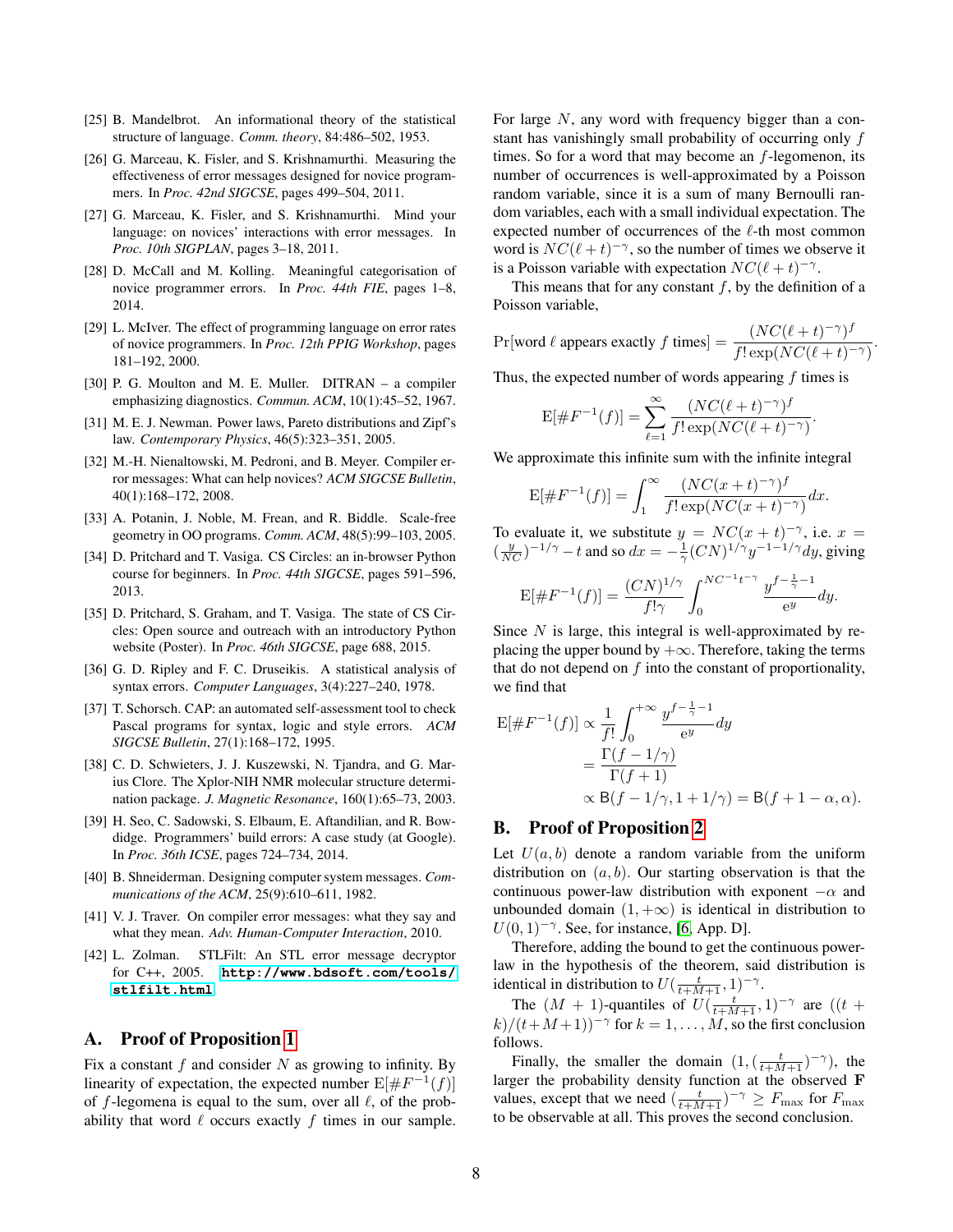[25] B. Mandelbrot. An informational theory of the statistical structure of language. *Comm. theory*, 84:486–502, 1953.

[26] G. Marceau, K. Fisler, and S. Krishnamurthi. Measuring the effectiveness of error messages designed for novice programmers. In *Proc. 42nd SIGCSE*, pages 499–504, 2011.

[27] G. Marceau, K. Fisler, and S. Krishnamurthi. Mind your language: on novices' interactions with error messages. In *Proc. 10th SIGPLAN*, pages 3–18, 2011.

[28] D. McCall and M. Kolling. Meaningful categorisation of novice programmer errors. In *Proc. 44th FIE*, pages 1–8, 2014.

[29] L. McIver. The effect of programming language on error rates of novice programmers. In *Proc. 12th PPIG Workshop*, pages 181–192, 2000.

[30] P. G. Moulton and M. E. Muller. DITRAN – a compiler emphasizing diagnostics. *Commun. ACM*, 10(1):45–52, 1967.

[31] M. E. J. Newman. Power laws, Pareto distributions and Zipf's law. *Contemporary Physics*, 46(5):323–351, 2005.

[32] M.-H. Nienaltowski, M. Pedroni, and B. Meyer. Compiler error messages: What can help novices? *ACM SIGCSE Bulletin*, 40(1):168–172, 2008.

[33] A. Potanin, J. Noble, M. Frean, and R. Biddle. Scale-free geometry in OO programs. *Comm. ACM*, 48(5):99–103, 2005.

[34] D. Pritchard and T. Vasiga. CS Circles: an in-browser Python course for beginners. In *Proc. 44th SIGCSE*, pages 591–596, 2013.

[35] D. Pritchard, S. Graham, and T. Vasiga. The state of CS Circles: Open source and outreach with an introductory Python website (Poster). In *Proc. 46th SIGCSE*, page 688, 2015.

[36] G. D. Ripley and F. C. Druseikis. A statistical analysis of syntax errors. *Computer Languages*, 3(4):227–240, 1978.

[37] T. Schorsch. CAP: an automated self-assessment tool to check Pascal programs for syntax, logic and style errors. *ACM SIGCSE Bulletin*, 27(1):168–172, 1995.

[38] C. D. Schwieters, J. J. Kuszewski, N. Tjandra, and G. Marius Clore. The Xplor-NIH NMR molecular structure determination package. *J. Magnetic Resonance*, 160(1):65–73, 2003.

[39] H. Seo, C. Sadowski, S. Elbaum, E. Aftandilian, and R. Bowdidge. Programmers' build errors: A case study (at Google). In *Proc. 36th ICSE*, pages 724–734, 2014.

[40] B. Shneiderman. Designing computer system messages. *Communications of the ACM*, 25(9):610–611, 1982.

[41] V. J. Traver. On compiler error messages: what they say and what they mean. *Adv. Human-Computer Interaction*, 2010.

[42] L. Zolman. STLFilt: An STL error message decryptor for C++, 2005. `http://www.bdsoft.com/tools/stlfilt.html`.

## A. Proof of Proposition 1

Fix a constant $f$ and consider $N$ as growing to infinity. By linearity of expectation, the expected number $\mathrm{E}[\#F^{-1}(f)]$ of $f$-legomena is equal to the sum, over all $\ell$, of the probability that word $\ell$ occurs exactly $f$ times in our sample. For large $N$, any word with frequency bigger than a constant has vanishingly small probability of occurring only $f$ times. So for a word that may become an $f$-legomenon, its number of occurrences is well-approximated by a Poisson random variable, since it is a sum of many Bernoulli random variables, each with a small individual expectation. The expected number of occurrences of the $\ell$-th most common word is $NC(\ell+t)^{-\gamma}$, so the number of times we observe it is a Poisson variable with expectation $NC(\ell+t)^{-\gamma}$.

This means that for any constant $f$, by the definition of a Poisson variable,

$$\Pr[\text{word } \ell \text{ appears exactly } f \text{ times}] = \frac{(NC(\ell+t)^{-\gamma})^f}{f! \exp(NC(\ell+t)^{-\gamma})}.$$

Thus, the expected number of words appearing $f$ times is

$$\mathrm{E}[\#F^{-1}(f)] = \sum_{\ell=1}^{\infty} \frac{(NC(\ell+t)^{-\gamma})^f}{f! \exp(NC(\ell+t)^{-\gamma})}.$$

We approximate this infinite sum with the infinite integral

$$\mathrm{E}[\#F^{-1}(f)] = \int_1^{\infty} \frac{(NC(x+t)^{-\gamma})^f}{f! \exp(NC(x+t)^{-\gamma})} dx.$$

To evaluate it, we substitute $y = NC(x+t)^{-\gamma}$, i.e. $x = (\frac{y}{NC})^{-1/\gamma} - t$ and so $dx = -\frac{1}{\gamma}(CN)^{1/\gamma} y^{-1-1/\gamma} dy$, giving

$$\mathrm{E}[\#F^{-1}(f)] = \frac{(CN)^{1/\gamma}}{f!\gamma} \int_0^{NC^{-1}t^{-\gamma}} \frac{y^{f-\frac{1}{\gamma}-1}}{\mathrm{e}^y} dy.$$

Since $N$ is large, this integral is well-approximated by replacing the upper bound by $+\infty$. Therefore, taking the terms that do not depend on $f$ into the constant of proportionality, we find that

$$\begin{aligned}
\mathrm{E}[\#F^{-1}(f)] &\propto \frac{1}{f!} \int_0^{+\infty} \frac{y^{f-\frac{1}{\gamma}-1}}{\mathrm{e}^y} dy \\
&= \frac{\Gamma(f-1/\gamma)}{\Gamma(f+1)} \\
&\propto \mathsf{B}(f-1/\gamma, 1+1/\gamma) = \mathsf{B}(f+1-\alpha, \alpha).
\end{aligned}$$

## B. Proof of Proposition 2

Let $U(a,b)$ denote a random variable from the uniform distribution on $(a,b)$. Our starting observation is that the continuous power-law distribution with exponent $-\alpha$ and unbounded domain $(1, +\infty)$ is identical in distribution to $U(0,1)^{-\gamma}$. See, for instance, [6, App. D].

Therefore, adding the bound to get the continuous power-law in the hypothesis of the theorem, said distribution is identical in distribution to $U(\frac{t}{t+M+1}, 1)^{-\gamma}$.

The $(M+1)$-quantiles of $U(\frac{t}{t+M+1}, 1)^{-\gamma}$ are $((t+k)/(t+M+1))^{-\gamma}$ for $k = 1, \ldots, M$, so the first conclusion follows.

Finally, the smaller the domain $(1, (\frac{t}{t+M+1})^{-\gamma})$, the larger the probability density function at the observed $\mathbf{F}$ values, except that we need $(\frac{t}{t+M+1})^{-\gamma} \geq F_{\max}$ for $F_{\max}$ to be observable at all. This proves the second conclusion.